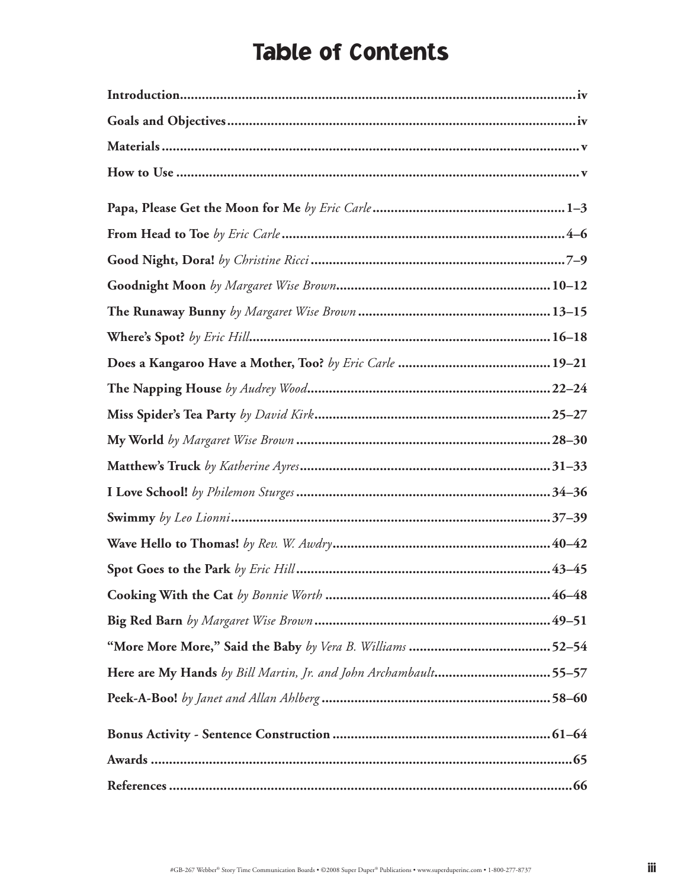# Table of Contents

**Introduction** ... iv

**Goals and Objectives** ... iv

**Materials** ... v

**How to Use** ... v

**Papa, Please Get the Moon for Me** *by Eric Carle* ... 1–3

**From Head to Toe** *by Eric Carle* ... 4–6

**Good Night, Dora!** *by Christine Ricci* ... 7–9

**Goodnight Moon** *by Margaret Wise Brown* ... 10–12

**The Runaway Bunny** *by Margaret Wise Brown* ... 13–15

**Where's Spot?** *by Eric Hill* ... 16–18

**Does a Kangaroo Have a Mother, Too?** *by Eric Carle* ... 19–21

**The Napping House** *by Audrey Wood* ... 22–24

**Miss Spider's Tea Party** *by David Kirk* ... 25–27

**My World** *by Margaret Wise Brown* ... 28–30

**Matthew's Truck** *by Katherine Ayres* ... 31–33

**I Love School!** *by Philemon Sturges* ... 34–36

**Swimmy** *by Leo Lionni* ... 37–39

**Wave Hello to Thomas!** *by Rev. W. Awdry* ... 40–42

**Spot Goes to the Park** *by Eric Hill* ... 43–45

**Cooking With the Cat** *by Bonnie Worth* ... 46–48

**Big Red Barn** *by Margaret Wise Brown* ... 49–51

**"More More More," Said the Baby** *by Vera B. Williams* ... 52–54

**Here are My Hands** *by Bill Martin, Jr. and John Archambault* ... 55–57

**Peek-A-Boo!** *by Janet and Allan Ahlberg* ... 58–60

**Bonus Activity - Sentence Construction** ... 61–64

**Awards** ... 65

**References** ... 66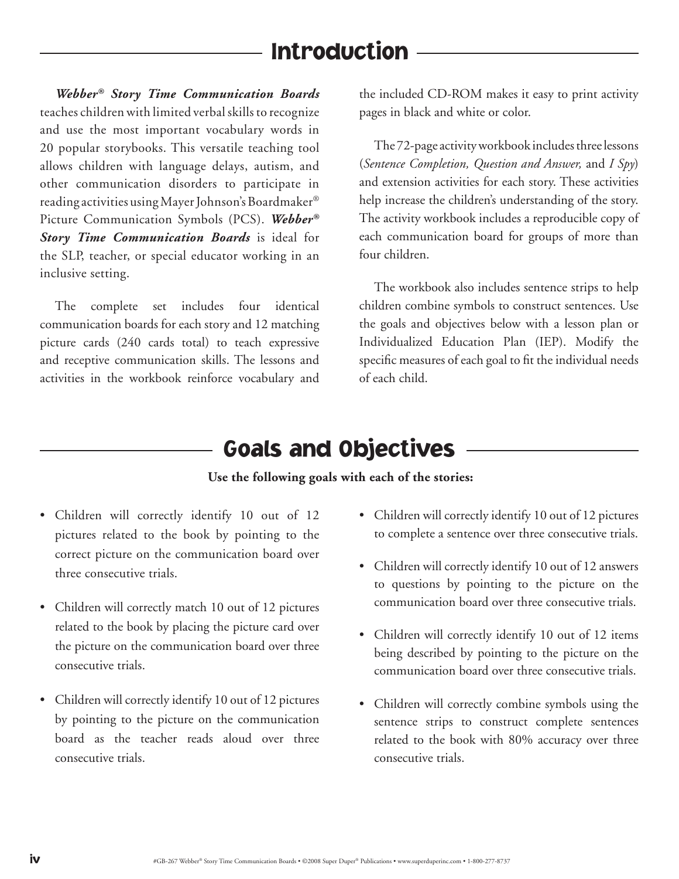## Introduction

***Webber® Story Time Communication Boards*** teaches children with limited verbal skills to recognize and use the most important vocabulary words in 20 popular storybooks. This versatile teaching tool allows children with language delays, autism, and other communication disorders to participate in reading activities using Mayer Johnson's Boardmaker® Picture Communication Symbols (PCS). ***Webber® Story Time Communication Boards*** is ideal for the SLP, teacher, or special educator working in an inclusive setting.

The complete set includes four identical communication boards for each story and 12 matching picture cards (240 cards total) to teach expressive and receptive communication skills. The lessons and activities in the workbook reinforce vocabulary and the included CD-ROM makes it easy to print activity pages in black and white or color.

The 72-page activity workbook includes three lessons (*Sentence Completion, Question and Answer,* and *I Spy*) and extension activities for each story. These activities help increase the children's understanding of the story. The activity workbook includes a reproducible copy of each communication board for groups of more than four children.

The workbook also includes sentence strips to help children combine symbols to construct sentences. Use the goals and objectives below with a lesson plan or Individualized Education Plan (IEP). Modify the specific measures of each goal to fit the individual needs of each child.

## Goals and Objectives

**Use the following goals with each of the stories:**

- Children will correctly identify 10 out of 12 pictures related to the book by pointing to the correct picture on the communication board over three consecutive trials.
- Children will correctly match 10 out of 12 pictures related to the book by placing the picture card over the picture on the communication board over three consecutive trials.
- Children will correctly identify 10 out of 12 pictures by pointing to the picture on the communication board as the teacher reads aloud over three consecutive trials.
- Children will correctly identify 10 out of 12 pictures to complete a sentence over three consecutive trials.
- Children will correctly identify 10 out of 12 answers to questions by pointing to the picture on the communication board over three consecutive trials.
- Children will correctly identify 10 out of 12 items being described by pointing to the picture on the communication board over three consecutive trials.
- Children will correctly combine symbols using the sentence strips to construct complete sentences related to the book with 80% accuracy over three consecutive trials.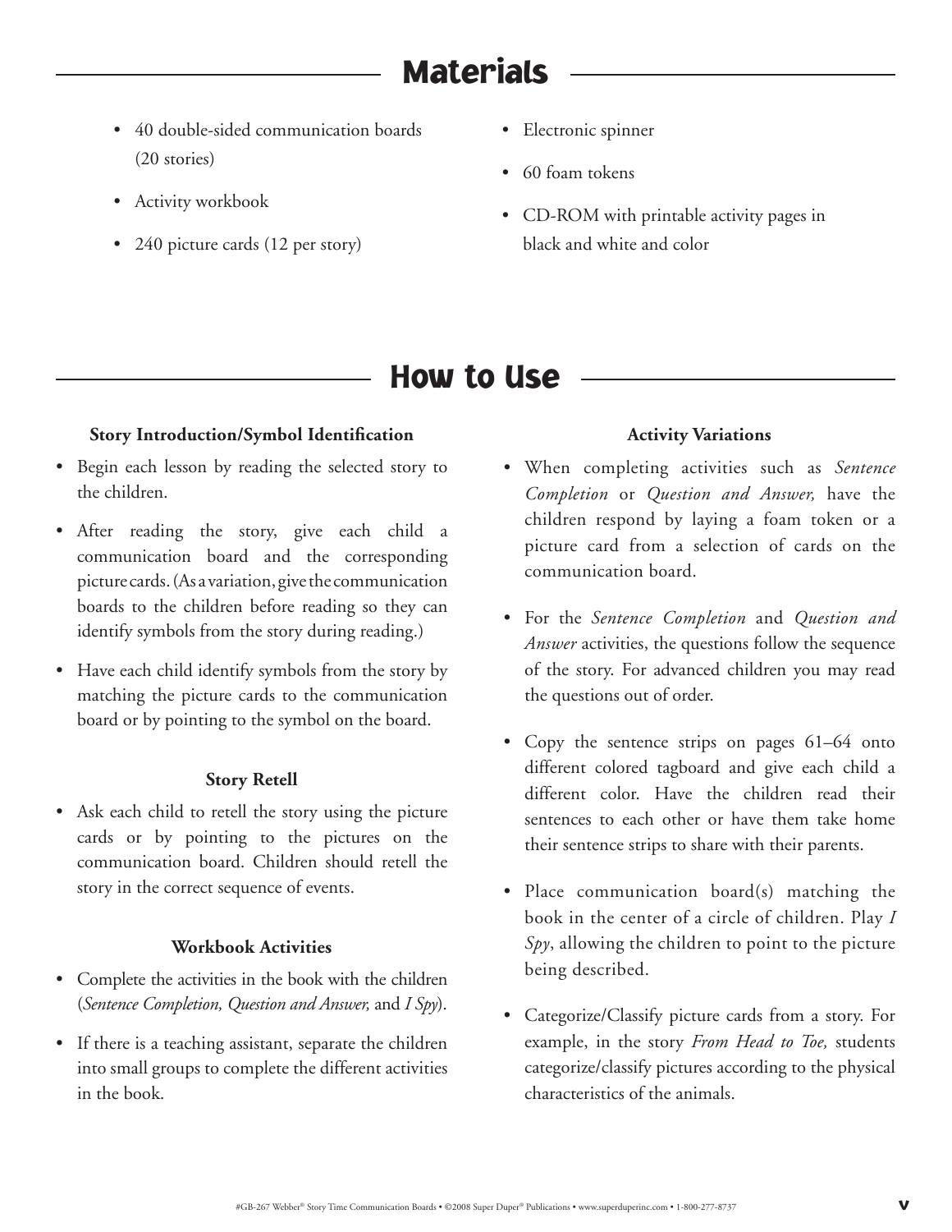## Materials

- 40 double-sided communication boards (20 stories)
- Activity workbook
- 240 picture cards (12 per story)
- Electronic spinner
- 60 foam tokens
- CD-ROM with printable activity pages in black and white and color

## How to Use

### Story Introduction/Symbol Identification

- Begin each lesson by reading the selected story to the children.
- After reading the story, give each child a communication board and the corresponding picture cards. (As a variation, give the communication boards to the children before reading so they can identify symbols from the story during reading.)
- Have each child identify symbols from the story by matching the picture cards to the communication board or by pointing to the symbol on the board.

### Story Retell

- Ask each child to retell the story using the picture cards or by pointing to the pictures on the communication board. Children should retell the story in the correct sequence of events.

### Workbook Activities

- Complete the activities in the book with the children (*Sentence Completion, Question and Answer,* and *I Spy*).
- If there is a teaching assistant, separate the children into small groups to complete the different activities in the book.

### Activity Variations

- When completing activities such as *Sentence Completion* or *Question and Answer,* have the children respond by laying a foam token or a picture card from a selection of cards on the communication board.
- For the *Sentence Completion* and *Question and Answer* activities, the questions follow the sequence of the story. For advanced children you may read the questions out of order.
- Copy the sentence strips on pages 61–64 onto different colored tagboard and give each child a different color. Have the children read their sentences to each other or have them take home their sentence strips to share with their parents.
- Place communication board(s) matching the book in the center of a circle of children. Play *I Spy*, allowing the children to point to the picture being described.
- Categorize/Classify picture cards from a story. For example, in the story *From Head to Toe,* students categorize/classify pictures according to the physical characteristics of the animals.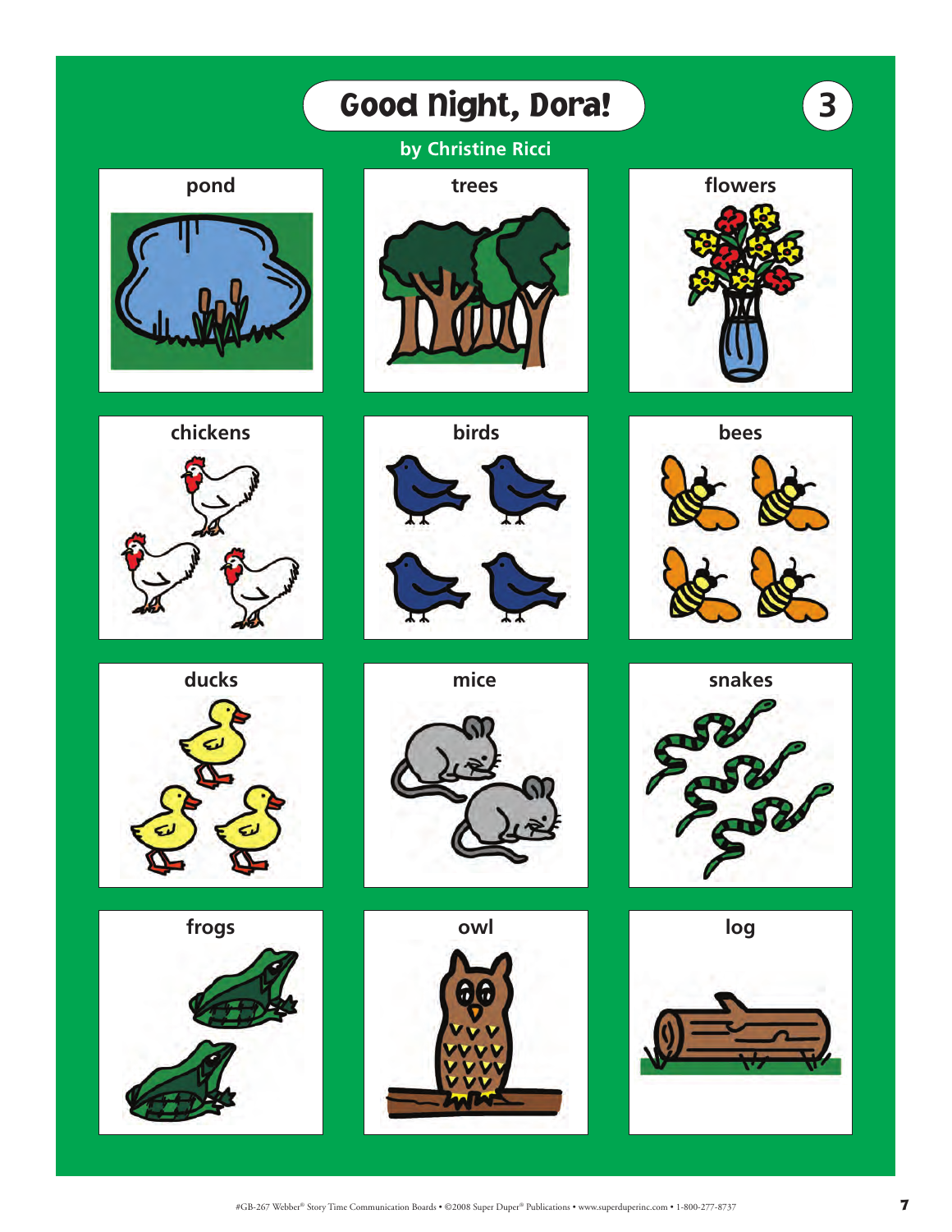# Good Night, Dora!

**3**

by Christine Ricci

| | | |
|---|---|---|
| pond | trees | flowers |
| chickens | birds | bees |
| ducks | mice | snakes |
| frogs | owl | log |

#GB-267 Webber® Story Time Communication Boards • ©2008 Super Duper® Publications • www.superduperinc.com • 1-800-277-8737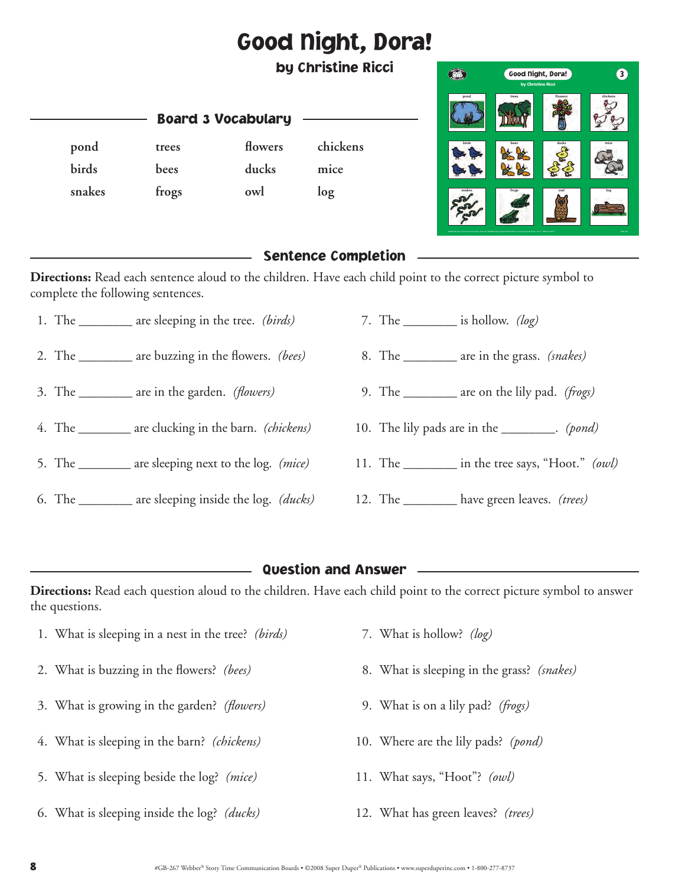# Good Night, Dora!

### by Christine Ricci

## Board 3 Vocabulary

| | | | |
|---|---|---|---|
| pond | trees | flowers | chickens |
| birds | bees | ducks | mice |
| snakes | frogs | owl | log |

## Sentence Completion

**Directions:** Read each sentence aloud to the children. Have each child point to the correct picture symbol to complete the following sentences.

1. The ________ are sleeping in the tree. *(birds)*
2. The ________ are buzzing in the flowers. *(bees)*
3. The ________ are in the garden. *(flowers)*
4. The ________ are clucking in the barn. *(chickens)*
5. The ________ are sleeping next to the log. *(mice)*
6. The ________ are sleeping inside the log. *(ducks)*
7. The ________ is hollow. *(log)*
8. The ________ are in the grass. *(snakes)*
9. The ________ are on the lily pad. *(frogs)*
10. The lily pads are in the ________. *(pond)*
11. The ________ in the tree says, "Hoot." *(owl)*
12. The ________ have green leaves. *(trees)*

## Question and Answer

**Directions:** Read each question aloud to the children. Have each child point to the correct picture symbol to answer the questions.

1. What is sleeping in a nest in the tree? *(birds)*
2. What is buzzing in the flowers? *(bees)*
3. What is growing in the garden? *(flowers)*
4. What is sleeping in the barn? *(chickens)*
5. What is sleeping beside the log? *(mice)*
6. What is sleeping inside the log? *(ducks)*
7. What is hollow? *(log)*
8. What is sleeping in the grass? *(snakes)*
9. What is on a lily pad? *(frogs)*
10. Where are the lily pads? *(pond)*
11. What says, "Hoot"? *(owl)*
12. What has green leaves? *(trees)*

#GB-267 Webber® Story Time Communication Boards • ©2008 Super Duper® Publications • www.superduperinc.com • 1-800-277-8737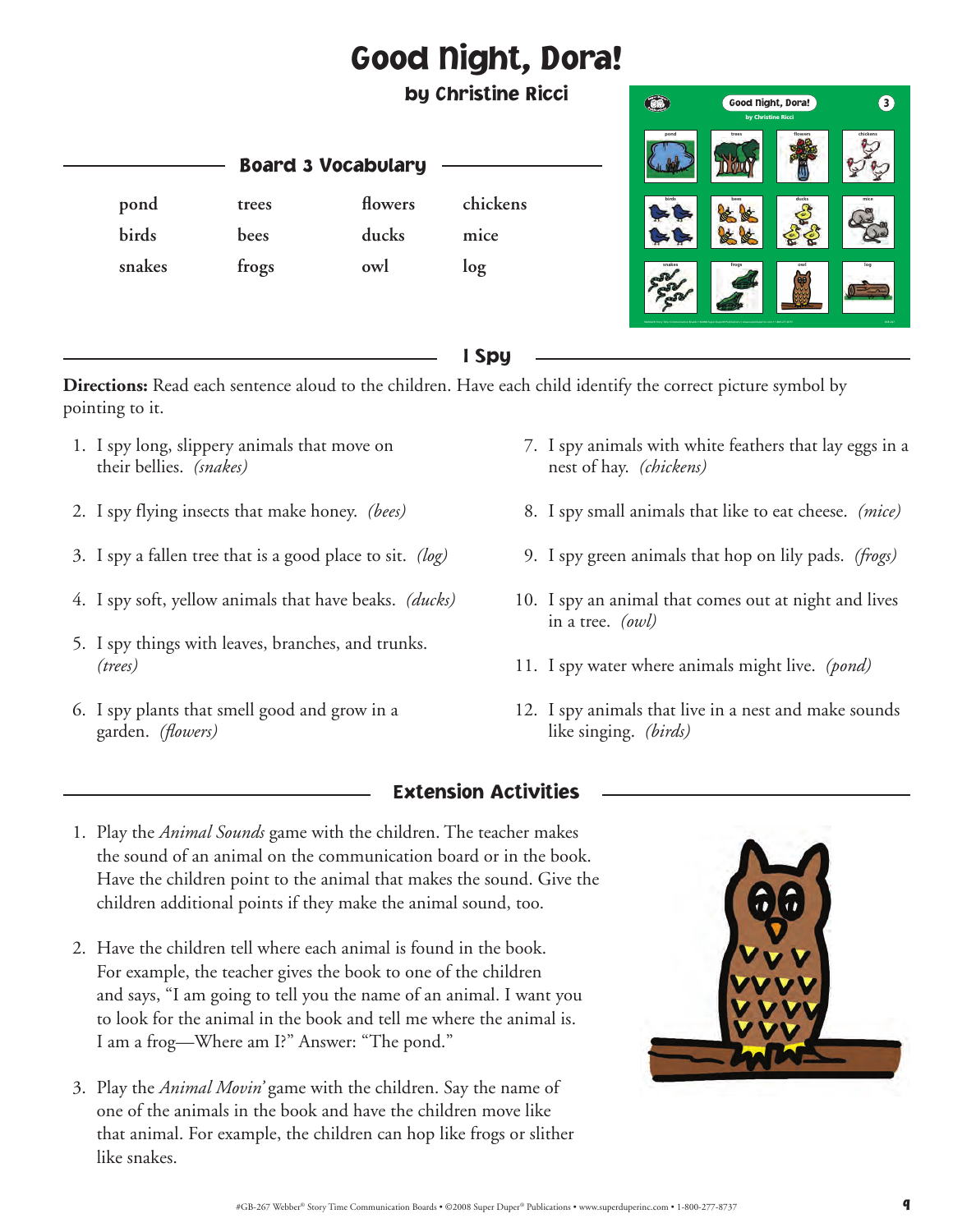# Good Night, Dora!

### by Christine Ricci

## Board 3 Vocabulary

| | | | |
|---|---|---|---|
| pond | trees | flowers | chickens |
| birds | bees | ducks | mice |
| snakes | frogs | owl | log |

## I Spy

**Directions:** Read each sentence aloud to the children. Have each child identify the correct picture symbol by pointing to it.

1. I spy long, slippery animals that move on their bellies. *(snakes)*
2. I spy flying insects that make honey. *(bees)*
3. I spy a fallen tree that is a good place to sit. *(log)*
4. I spy soft, yellow animals that have beaks. *(ducks)*
5. I spy things with leaves, branches, and trunks. *(trees)*
6. I spy plants that smell good and grow in a garden. *(flowers)*
7. I spy animals with white feathers that lay eggs in a nest of hay. *(chickens)*
8. I spy small animals that like to eat cheese. *(mice)*
9. I spy green animals that hop on lily pads. *(frogs)*
10. I spy an animal that comes out at night and lives in a tree. *(owl)*
11. I spy water where animals might live. *(pond)*
12. I spy animals that live in a nest and make sounds like singing. *(birds)*

## Extension Activities

1. Play the *Animal Sounds* game with the children. The teacher makes the sound of an animal on the communication board or in the book. Have the children point to the animal that makes the sound. Give the children additional points if they make the animal sound, too.
2. Have the children tell where each animal is found in the book. For example, the teacher gives the book to one of the children and says, "I am going to tell you the name of an animal. I want you to look for the animal in the book and tell me where the animal is. I am a frog—Where am I?" Answer: "The pond."
3. Play the *Animal Movin'* game with the children. Say the name of one of the animals in the book and have the children move like that animal. For example, the children can hop like frogs or slither like snakes.